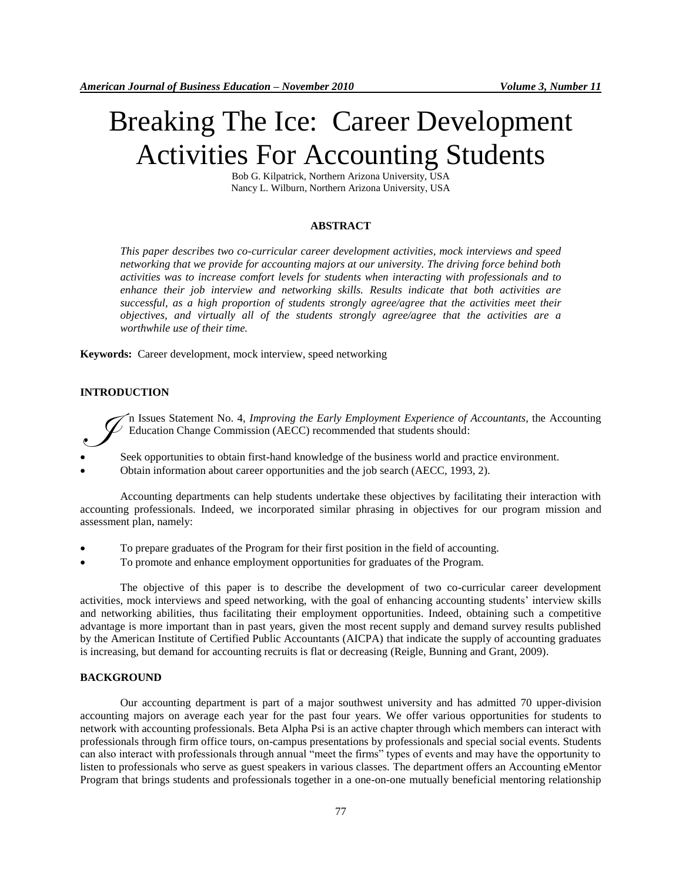# Breaking The Ice: Career Development Activities For Accounting Students

Bob G. Kilpatrick, Northern Arizona University, USA
Nancy L. Wilburn, Northern Arizona University, USA

## ABSTRACT

*This paper describes two co-curricular career development activities, mock interviews and speed networking that we provide for accounting majors at our university. The driving force behind both activities was to increase comfort levels for students when interacting with professionals and to enhance their job interview and networking skills. Results indicate that both activities are successful, as a high proportion of students strongly agree/agree that the activities meet their objectives, and virtually all of the students strongly agree/agree that the activities are a worthwhile use of their time.*

**Keywords:** Career development, mock interview, speed networking

## INTRODUCTION

In Issues Statement No. 4, *Improving the Early Employment Experience of Accountants*, the Accounting Education Change Commission (AECC) recommended that students should:

- Seek opportunities to obtain first-hand knowledge of the business world and practice environment.
- Obtain information about career opportunities and the job search (AECC, 1993, 2).

Accounting departments can help students undertake these objectives by facilitating their interaction with accounting professionals. Indeed, we incorporated similar phrasing in objectives for our program mission and assessment plan, namely:

- To prepare graduates of the Program for their first position in the field of accounting.
- To promote and enhance employment opportunities for graduates of the Program.

The objective of this paper is to describe the development of two co-curricular career development activities, mock interviews and speed networking, with the goal of enhancing accounting students' interview skills and networking abilities, thus facilitating their employment opportunities. Indeed, obtaining such a competitive advantage is more important than in past years, given the most recent supply and demand survey results published by the American Institute of Certified Public Accountants (AICPA) that indicate the supply of accounting graduates is increasing, but demand for accounting recruits is flat or decreasing (Reigle, Bunning and Grant, 2009).

## BACKGROUND

Our accounting department is part of a major southwest university and has admitted 70 upper-division accounting majors on average each year for the past four years. We offer various opportunities for students to network with accounting professionals. Beta Alpha Psi is an active chapter through which members can interact with professionals through firm office tours, on-campus presentations by professionals and special social events. Students can also interact with professionals through annual "meet the firms" types of events and may have the opportunity to listen to professionals who serve as guest speakers in various classes. The department offers an Accounting eMentor Program that brings students and professionals together in a one-on-one mutually beneficial mentoring relationship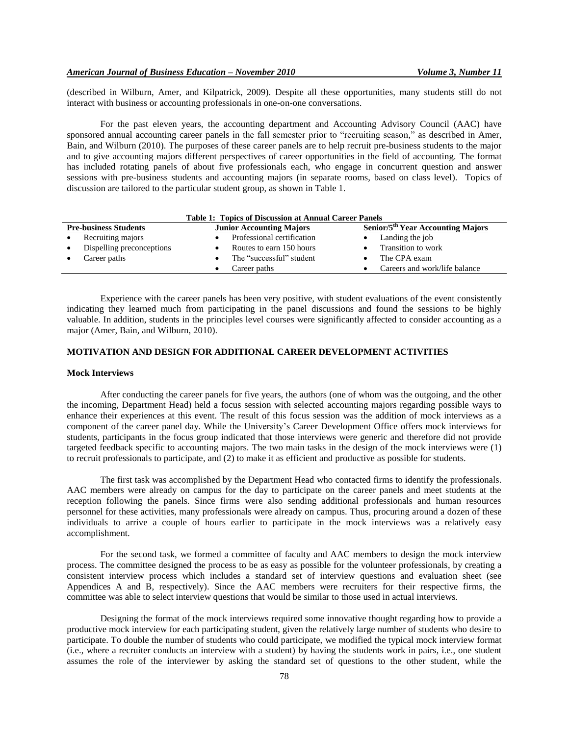(described in Wilburn, Amer, and Kilpatrick, 2009). Despite all these opportunities, many students still do not interact with business or accounting professionals in one-on-one conversations.

For the past eleven years, the accounting department and Accounting Advisory Council (AAC) have sponsored annual accounting career panels in the fall semester prior to "recruiting season," as described in Amer, Bain, and Wilburn (2010). The purposes of these career panels are to help recruit pre-business students to the major and to give accounting majors different perspectives of career opportunities in the field of accounting. The format has included rotating panels of about five professionals each, who engage in concurrent question and answer sessions with pre-business students and accounting majors (in separate rooms, based on class level). Topics of discussion are tailored to the particular student group, as shown in Table 1.

**Table 1: Topics of Discussion at Annual Career Panels**

| Pre-business Students | Junior Accounting Majors | Senior/5th Year Accounting Majors |
|---|---|---|
| • Recruiting majors | • Professional certification | • Landing the job |
| • Dispelling preconceptions | • Routes to earn 150 hours | • Transition to work |
| • Career paths | • The "successful" student | • The CPA exam |
| | • Career paths | • Careers and work/life balance |

Experience with the career panels has been very positive, with student evaluations of the event consistently indicating they learned much from participating in the panel discussions and found the sessions to be highly valuable. In addition, students in the principles level courses were significantly affected to consider accounting as a major (Amer, Bain, and Wilburn, 2010).

## MOTIVATION AND DESIGN FOR ADDITIONAL CAREER DEVELOPMENT ACTIVITIES

### Mock Interviews

After conducting the career panels for five years, the authors (one of whom was the outgoing, and the other the incoming, Department Head) held a focus session with selected accounting majors regarding possible ways to enhance their experiences at this event. The result of this focus session was the addition of mock interviews as a component of the career panel day. While the University's Career Development Office offers mock interviews for students, participants in the focus group indicated that those interviews were generic and therefore did not provide targeted feedback specific to accounting majors. The two main tasks in the design of the mock interviews were (1) to recruit professionals to participate, and (2) to make it as efficient and productive as possible for students.

The first task was accomplished by the Department Head who contacted firms to identify the professionals. AAC members were already on campus for the day to participate on the career panels and meet students at the reception following the panels. Since firms were also sending additional professionals and human resources personnel for these activities, many professionals were already on campus. Thus, procuring around a dozen of these individuals to arrive a couple of hours earlier to participate in the mock interviews was a relatively easy accomplishment.

For the second task, we formed a committee of faculty and AAC members to design the mock interview process. The committee designed the process to be as easy as possible for the volunteer professionals, by creating a consistent interview process which includes a standard set of interview questions and evaluation sheet (see Appendices A and B, respectively). Since the AAC members were recruiters for their respective firms, the committee was able to select interview questions that would be similar to those used in actual interviews.

Designing the format of the mock interviews required some innovative thought regarding how to provide a productive mock interview for each participating student, given the relatively large number of students who desire to participate. To double the number of students who could participate, we modified the typical mock interview format (i.e., where a recruiter conducts an interview with a student) by having the students work in pairs, i.e., one student assumes the role of the interviewer by asking the standard set of questions to the other student, while the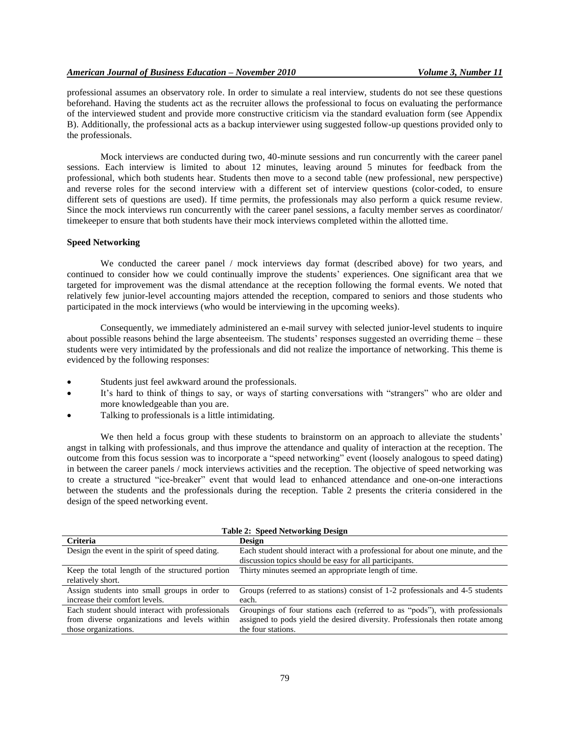professional assumes an observatory role. In order to simulate a real interview, students do not see these questions beforehand. Having the students act as the recruiter allows the professional to focus on evaluating the performance of the interviewed student and provide more constructive criticism via the standard evaluation form (see Appendix B). Additionally, the professional acts as a backup interviewer using suggested follow-up questions provided only to the professionals.

Mock interviews are conducted during two, 40-minute sessions and run concurrently with the career panel sessions. Each interview is limited to about 12 minutes, leaving around 5 minutes for feedback from the professional, which both students hear. Students then move to a second table (new professional, new perspective) and reverse roles for the second interview with a different set of interview questions (color-coded, to ensure different sets of questions are used). If time permits, the professionals may also perform a quick resume review. Since the mock interviews run concurrently with the career panel sessions, a faculty member serves as coordinator/ timekeeper to ensure that both students have their mock interviews completed within the allotted time.

**Speed Networking**

We conducted the career panel / mock interviews day format (described above) for two years, and continued to consider how we could continually improve the students' experiences. One significant area that we targeted for improvement was the dismal attendance at the reception following the formal events. We noted that relatively few junior-level accounting majors attended the reception, compared to seniors and those students who participated in the mock interviews (who would be interviewing in the upcoming weeks).

Consequently, we immediately administered an e-mail survey with selected junior-level students to inquire about possible reasons behind the large absenteeism. The students' responses suggested an overriding theme – these students were very intimidated by the professionals and did not realize the importance of networking. This theme is evidenced by the following responses:

- Students just feel awkward around the professionals.
- It's hard to think of things to say, or ways of starting conversations with "strangers" who are older and more knowledgeable than you are.
- Talking to professionals is a little intimidating.

We then held a focus group with these students to brainstorm on an approach to alleviate the students' angst in talking with professionals, and thus improve the attendance and quality of interaction at the reception. The outcome from this focus session was to incorporate a "speed networking" event (loosely analogous to speed dating) in between the career panels / mock interviews activities and the reception. The objective of speed networking was to create a structured "ice-breaker" event that would lead to enhanced attendance and one-on-one interactions between the students and the professionals during the reception. Table 2 presents the criteria considered in the design of the speed networking event.

**Table 2: Speed Networking Design**

| Criteria | Design |
|---|---|
| Design the event in the spirit of speed dating. | Each student should interact with a professional for about one minute, and the discussion topics should be easy for all participants. |
| Keep the total length of the structured portion relatively short. | Thirty minutes seemed an appropriate length of time. |
| Assign students into small groups in order to increase their comfort levels. | Groups (referred to as stations) consist of 1-2 professionals and 4-5 students each. |
| Each student should interact with professionals from diverse organizations and levels within those organizations. | Groupings of four stations each (referred to as "pods"), with professionals assigned to pods yield the desired diversity. Professionals then rotate among the four stations. |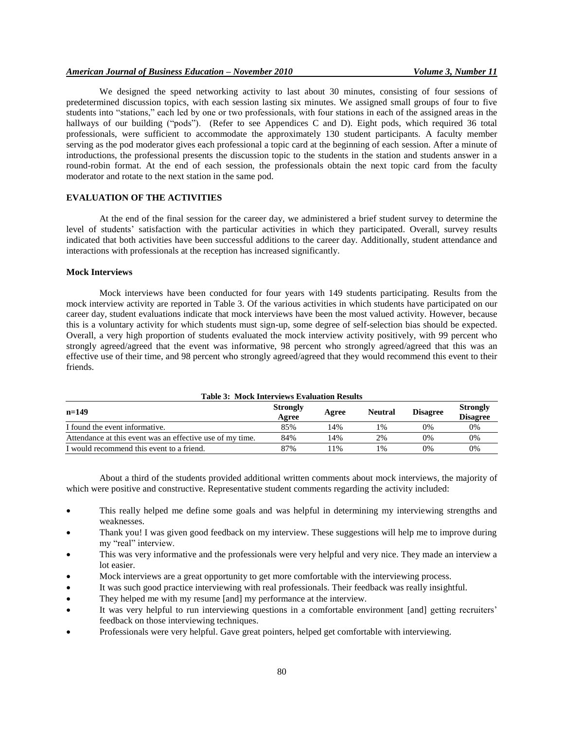We designed the speed networking activity to last about 30 minutes, consisting of four sessions of predetermined discussion topics, with each session lasting six minutes. We assigned small groups of four to five students into "stations," each led by one or two professionals, with four stations in each of the assigned areas in the hallways of our building ("pods"). (Refer to see Appendices C and D). Eight pods, which required 36 total professionals, were sufficient to accommodate the approximately 130 student participants. A faculty member serving as the pod moderator gives each professional a topic card at the beginning of each session. After a minute of introductions, the professional presents the discussion topic to the students in the station and students answer in a round-robin format. At the end of each session, the professionals obtain the next topic card from the faculty moderator and rotate to the next station in the same pod.

## EVALUATION OF THE ACTIVITIES

At the end of the final session for the career day, we administered a brief student survey to determine the level of students' satisfaction with the particular activities in which they participated. Overall, survey results indicated that both activities have been successful additions to the career day. Additionally, student attendance and interactions with professionals at the reception has increased significantly.

### Mock Interviews

Mock interviews have been conducted for four years with 149 students participating. Results from the mock interview activity are reported in Table 3. Of the various activities in which students have participated on our career day, student evaluations indicate that mock interviews have been the most valued activity. However, because this is a voluntary activity for which students must sign-up, some degree of self-selection bias should be expected. Overall, a very high proportion of students evaluated the mock interview activity positively, with 99 percent who strongly agreed/agreed that the event was informative, 98 percent who strongly agreed/agreed that this was an effective use of their time, and 98 percent who strongly agreed/agreed that they would recommend this event to their friends.

**Table 3: Mock Interviews Evaluation Results**

| n=149 | Strongly Agree | Agree | Neutral | Disagree | Strongly Disagree |
|---|---|---|---|---|---|
| I found the event informative. | 85% | 14% | 1% | 0% | 0% |
| Attendance at this event was an effective use of my time. | 84% | 14% | 2% | 0% | 0% |
| I would recommend this event to a friend. | 87% | 11% | 1% | 0% | 0% |

About a third of the students provided additional written comments about mock interviews, the majority of which were positive and constructive. Representative student comments regarding the activity included:

- This really helped me define some goals and was helpful in determining my interviewing strengths and weaknesses.
- Thank you! I was given good feedback on my interview. These suggestions will help me to improve during my "real" interview.
- This was very informative and the professionals were very helpful and very nice. They made an interview a lot easier.
- Mock interviews are a great opportunity to get more comfortable with the interviewing process.
- It was such good practice interviewing with real professionals. Their feedback was really insightful.
- They helped me with my resume [and] my performance at the interview.
- It was very helpful to run interviewing questions in a comfortable environment [and] getting recruiters' feedback on those interviewing techniques.
- Professionals were very helpful. Gave great pointers, helped get comfortable with interviewing.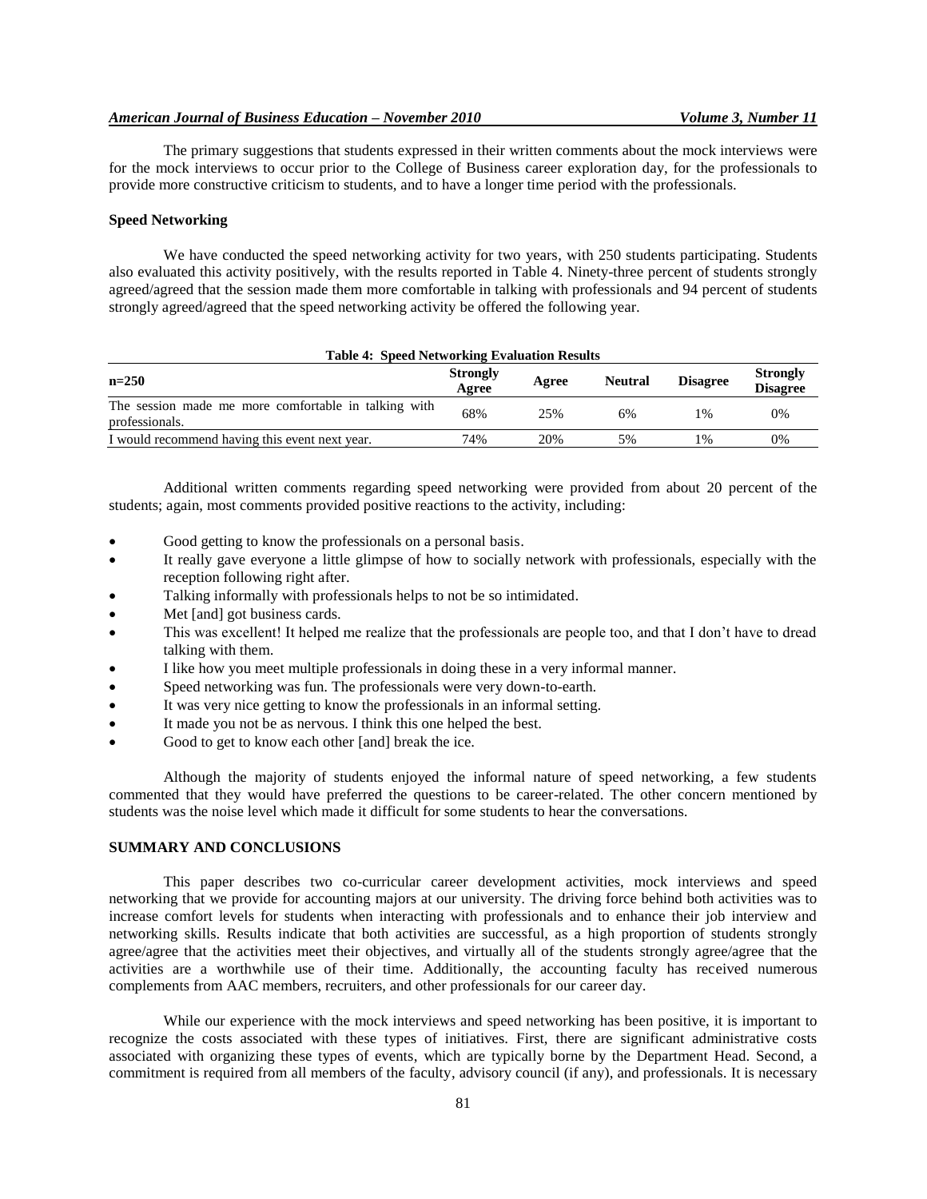The primary suggestions that students expressed in their written comments about the mock interviews were for the mock interviews to occur prior to the College of Business career exploration day, for the professionals to provide more constructive criticism to students, and to have a longer time period with the professionals.

### Speed Networking

We have conducted the speed networking activity for two years, with 250 students participating. Students also evaluated this activity positively, with the results reported in Table 4. Ninety-three percent of students strongly agreed/agreed that the session made them more comfortable in talking with professionals and 94 percent of students strongly agreed/agreed that the speed networking activity be offered the following year.

**Table 4: Speed Networking Evaluation Results**

| n=250 | Strongly Agree | Agree | Neutral | Disagree | Strongly Disagree |
|---|---|---|---|---|---|
| The session made me more comfortable in talking with professionals. | 68% | 25% | 6% | 1% | 0% |
| I would recommend having this event next year. | 74% | 20% | 5% | 1% | 0% |

Additional written comments regarding speed networking were provided from about 20 percent of the students; again, most comments provided positive reactions to the activity, including:

- Good getting to know the professionals on a personal basis.
- It really gave everyone a little glimpse of how to socially network with professionals, especially with the reception following right after.
- Talking informally with professionals helps to not be so intimidated.
- Met [and] got business cards.
- This was excellent! It helped me realize that the professionals are people too, and that I don't have to dread talking with them.
- I like how you meet multiple professionals in doing these in a very informal manner.
- Speed networking was fun. The professionals were very down-to-earth.
- It was very nice getting to know the professionals in an informal setting.
- It made you not be as nervous. I think this one helped the best.
- Good to get to know each other [and] break the ice.

Although the majority of students enjoyed the informal nature of speed networking, a few students commented that they would have preferred the questions to be career-related. The other concern mentioned by students was the noise level which made it difficult for some students to hear the conversations.

## SUMMARY AND CONCLUSIONS

This paper describes two co-curricular career development activities, mock interviews and speed networking that we provide for accounting majors at our university. The driving force behind both activities was to increase comfort levels for students when interacting with professionals and to enhance their job interview and networking skills. Results indicate that both activities are successful, as a high proportion of students strongly agree/agree that the activities meet their objectives, and virtually all of the students strongly agree/agree that the activities are a worthwhile use of their time. Additionally, the accounting faculty has received numerous complements from AAC members, recruiters, and other professionals for our career day.

While our experience with the mock interviews and speed networking has been positive, it is important to recognize the costs associated with these types of initiatives. First, there are significant administrative costs associated with organizing these types of events, which are typically borne by the Department Head. Second, a commitment is required from all members of the faculty, advisory council (if any), and professionals. It is necessary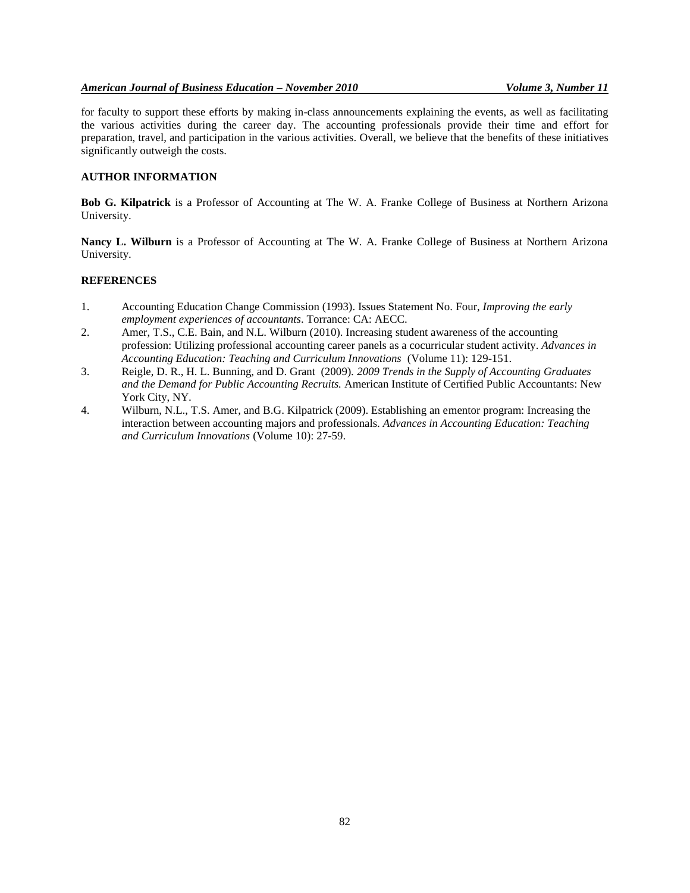for faculty to support these efforts by making in-class announcements explaining the events, as well as facilitating the various activities during the career day. The accounting professionals provide their time and effort for preparation, travel, and participation in the various activities. Overall, we believe that the benefits of these initiatives significantly outweigh the costs.

## AUTHOR INFORMATION

**Bob G. Kilpatrick** is a Professor of Accounting at The W. A. Franke College of Business at Northern Arizona University.

**Nancy L. Wilburn** is a Professor of Accounting at The W. A. Franke College of Business at Northern Arizona University.

## REFERENCES

1. Accounting Education Change Commission (1993). Issues Statement No. Four, *Improving the early employment experiences of accountants*. Torrance: CA: AECC.
2. Amer, T.S., C.E. Bain, and N.L. Wilburn (2010). Increasing student awareness of the accounting profession: Utilizing professional accounting career panels as a cocurricular student activity. *Advances in Accounting Education: Teaching and Curriculum Innovations* (Volume 11): 129-151.
3. Reigle, D. R., H. L. Bunning, and D. Grant (2009). *2009 Trends in the Supply of Accounting Graduates and the Demand for Public Accounting Recruits.* American Institute of Certified Public Accountants: New York City, NY.
4. Wilburn, N.L., T.S. Amer, and B.G. Kilpatrick (2009). Establishing an ementor program: Increasing the interaction between accounting majors and professionals. *Advances in Accounting Education: Teaching and Curriculum Innovations* (Volume 10): 27-59.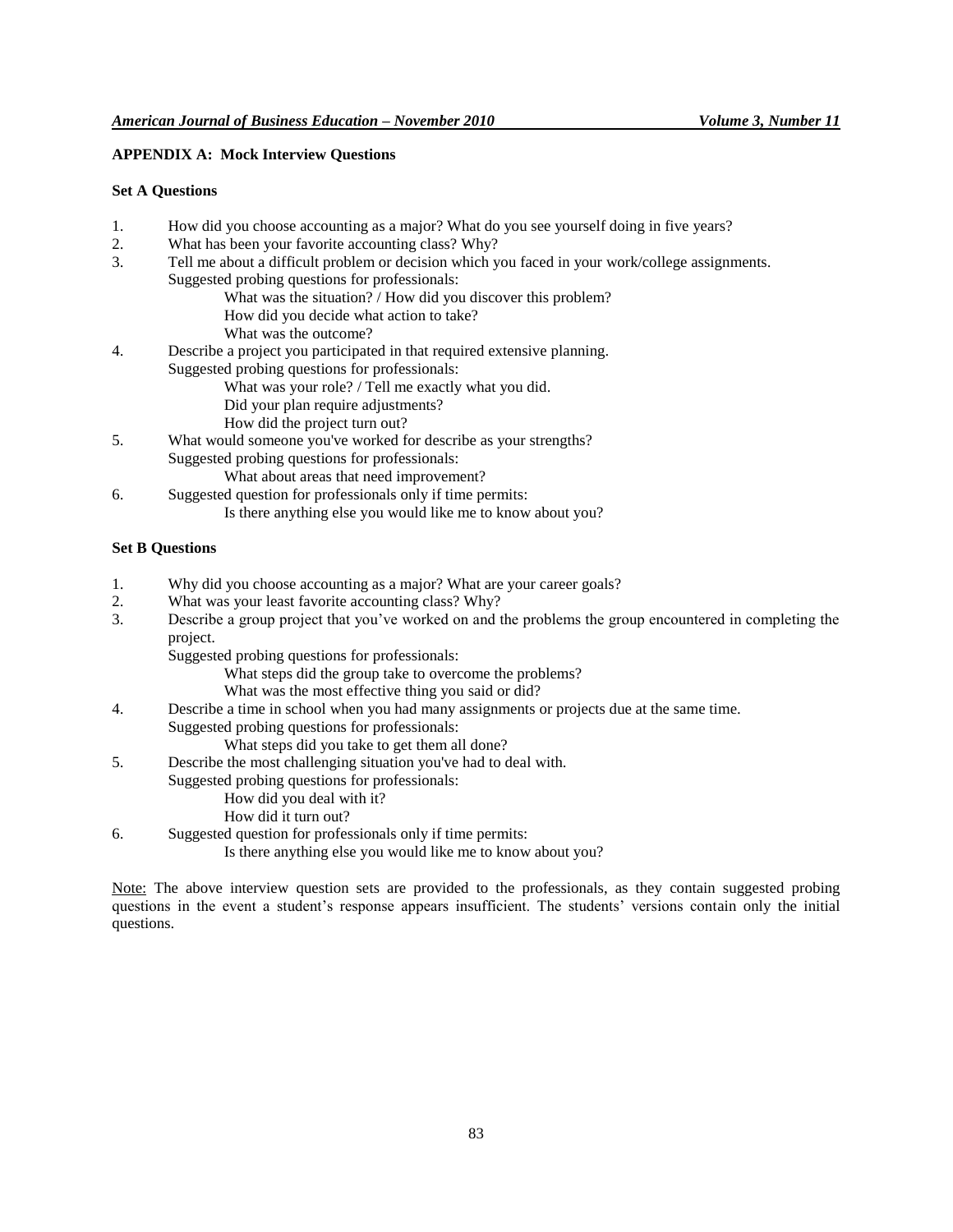## APPENDIX A: Mock Interview Questions

### Set A Questions

1. How did you choose accounting as a major? What do you see yourself doing in five years?
2. What has been your favorite accounting class? Why?
3. Tell me about a difficult problem or decision which you faced in your work/college assignments.
   Suggested probing questions for professionals:
   - What was the situation? / How did you discover this problem?
   - How did you decide what action to take?
   - What was the outcome?
4. Describe a project you participated in that required extensive planning.
   Suggested probing questions for professionals:
   - What was your role? / Tell me exactly what you did.
   - Did your plan require adjustments?
   - How did the project turn out?
5. What would someone you've worked for describe as your strengths?
   Suggested probing questions for professionals:
   - What about areas that need improvement?
6. Suggested question for professionals only if time permits:
   - Is there anything else you would like me to know about you?

### Set B Questions

1. Why did you choose accounting as a major? What are your career goals?
2. What was your least favorite accounting class? Why?
3. Describe a group project that you've worked on and the problems the group encountered in completing the project.
   Suggested probing questions for professionals:
   - What steps did the group take to overcome the problems?
   - What was the most effective thing you said or did?
4. Describe a time in school when you had many assignments or projects due at the same time.
   Suggested probing questions for professionals:
   - What steps did you take to get them all done?
5. Describe the most challenging situation you've had to deal with.
   Suggested probing questions for professionals:
   - How did you deal with it?
   - How did it turn out?
6. Suggested question for professionals only if time permits:
   - Is there anything else you would like me to know about you?

Note: The above interview question sets are provided to the professionals, as they contain suggested probing questions in the event a student's response appears insufficient. The students' versions contain only the initial questions.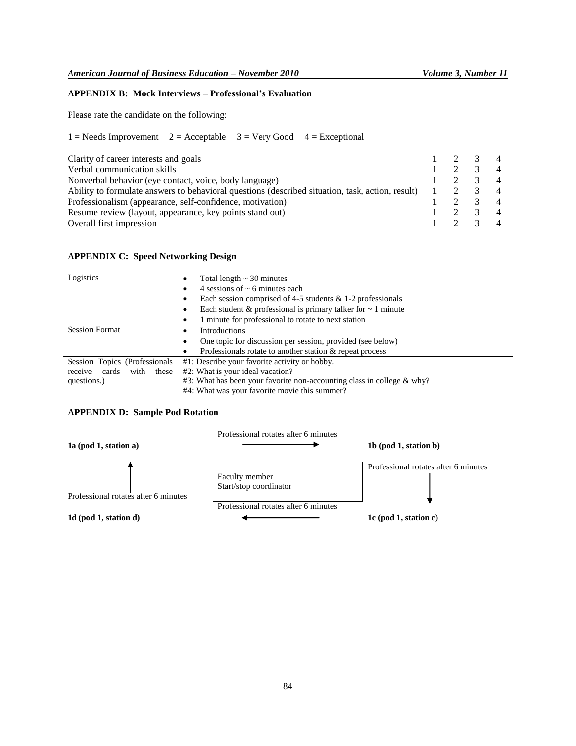**APPENDIX B: Mock Interviews – Professional's Evaluation**

Please rate the candidate on the following:

1 = Needs Improvement  2 = Acceptable  3 = Very Good  4 = Exceptional

| | | | | |
|---|---|---|---|---|
| Clarity of career interests and goals | 1 | 2 | 3 | 4 |
| Verbal communication skills | 1 | 2 | 3 | 4 |
| Nonverbal behavior (eye contact, voice, body language) | 1 | 2 | 3 | 4 |
| Ability to formulate answers to behavioral questions (described situation, task, action, result) | 1 | 2 | 3 | 4 |
| Professionalism (appearance, self-confidence, motivation) | 1 | 2 | 3 | 4 |
| Resume review (layout, appearance, key points stand out) | 1 | 2 | 3 | 4 |
| Overall first impression | 1 | 2 | 3 | 4 |

**APPENDIX C: Speed Networking Design**

| | |
|---|---|
| Logistics | • Total length ~ 30 minutes<br>• 4 sessions of ~ 6 minutes each<br>• Each session comprised of 4-5 students & 1-2 professionals<br>• Each student & professional is primary talker for ~ 1 minute<br>• 1 minute for professional to rotate to next station |
| Session Format | • Introductions<br>• One topic for discussion per session, provided (see below)<br>• Professionals rotate to another station & repeat process |
| Session Topics (Professionals receive cards with these questions.) | #1: Describe your favorite activity or hobby.<br>#2: What is your ideal vacation?<br>#3: What has been your favorite non-accounting class in college & why?<br>#4: What was your favorite movie this summer? |

**APPENDIX D: Sample Pod Rotation**

**1a (pod 1, station a)**

Professional rotates after 6 minutes →

**1b (pod 1, station b)**

Professional rotates after 6 minutes ↓

Faculty member
Start/stop coordinator

**1c (pod 1, station c)**

← Professional rotates after 6 minutes

**1d (pod 1, station d)**

↑ Professional rotates after 6 minutes